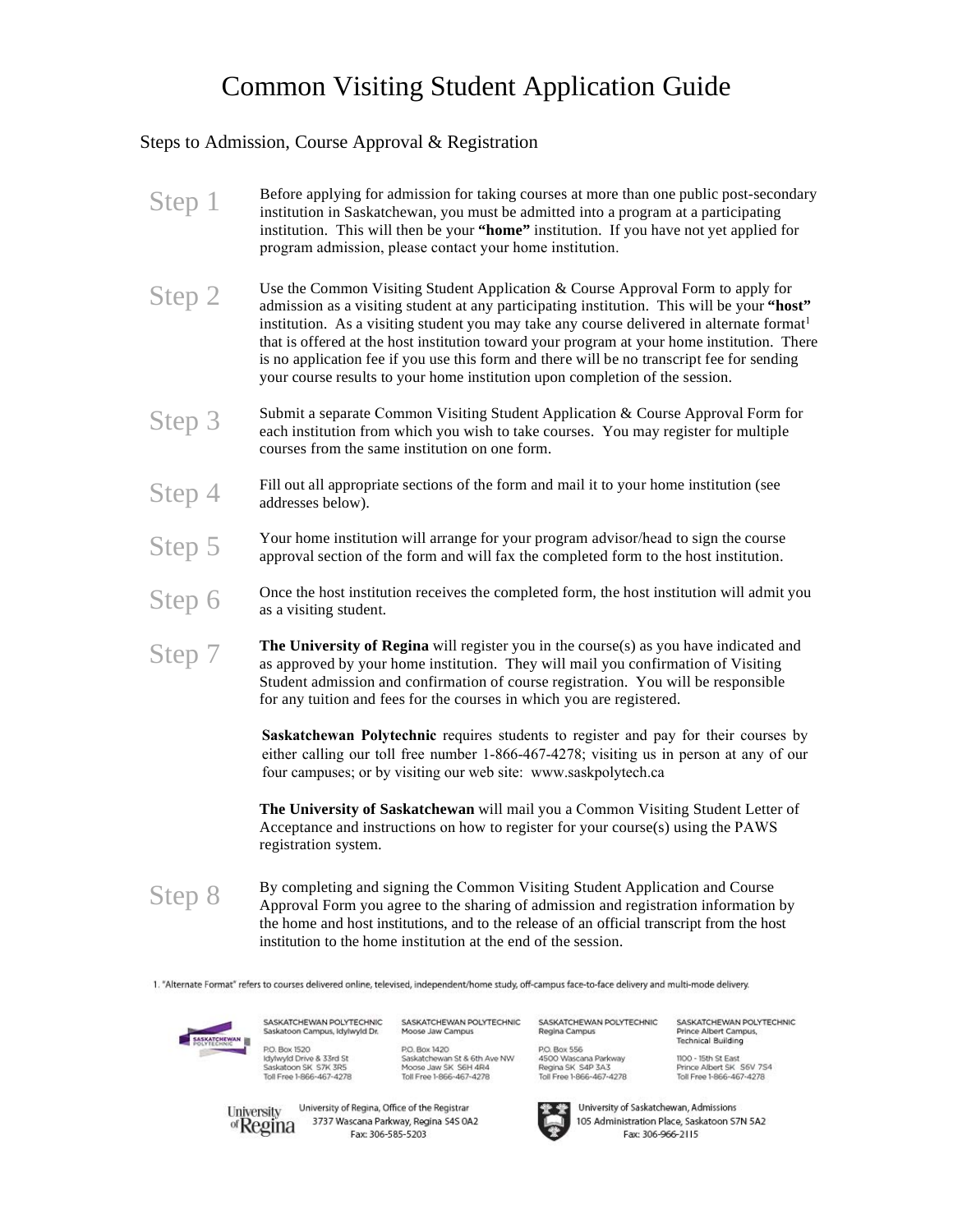# Common Visiting Student Application Guide

## Steps to Admission, Course Approval & Registration

**Step 1** Before applying for admission for taking courses at more than one public post-secondary institution in Saskatchewan, you must be admitted into a program at a participating institution. This will then be your **"home"** institution. If you have not yet applied for program admission, please contact your home institution.

**Step 2** Use the Common Visiting Student Application & Course Approval Form to apply for admission as a visiting student at any participating institution. This will be your **"host"** institution. As a visiting student you may take any course delivered in alternate format[1] that is offered at the host institution toward your program at your home institution. There is no application fee if you use this form and there will be no transcript fee for sending your course results to your home institution upon completion of the session.

**Step 3** Submit a separate Common Visiting Student Application & Course Approval Form for each institution from which you wish to take courses. You may register for multiple courses from the same institution on one form.

**Step 4** Fill out all appropriate sections of the form and mail it to your home institution (see addresses below).

**Step 5** Your home institution will arrange for your program advisor/head to sign the course approval section of the form and will fax the completed form to the host institution.

**Step 6** Once the host institution receives the completed form, the host institution will admit you as a visiting student.

**Step 7** **The University of Regina** will register you in the course(s) as you have indicated and as approved by your home institution. They will mail you confirmation of Visiting Student admission and confirmation of course registration. You will be responsible for any tuition and fees for the courses in which you are registered.

**Saskatchewan Polytechnic** requires students to register and pay for their courses by either calling our toll free number 1-866-467-4278; visiting us in person at any of our four campuses; or by visiting our web site: www.saskpolytech.ca

**The University of Saskatchewan** will mail you a Common Visiting Student Letter of Acceptance and instructions on how to register for your course(s) using the PAWS registration system.

**Step 8** By completing and signing the Common Visiting Student Application and Course Approval Form you agree to the sharing of admission and registration information by the home and host institutions, and to the release of an official transcript from the host institution to the home institution at the end of the session.

1. "Alternate Format" refers to courses delivered online, televised, independent/home study, off-campus face-to-face delivery and multi-mode delivery.

SASKATCHEWAN POLYTECHNIC
Saskatoon Campus, Idylwyld Dr.
P.O. Box 1520
Idylwyld Drive & 33rd St
Saskatoon SK S7K 3R5
Toll Free 1-866-467-4278

SASKATCHEWAN POLYTECHNIC
Moose Jaw Campus
P.O. Box 1420
Saskatchewan St & 6th Ave NW
Moose Jaw SK S6H 4R4
Toll Free 1-866-467-4278

SASKATCHEWAN POLYTECHNIC
Regina Campus
P.O. Box 556
4500 Wascana Parkway
Regina SK S4P 3A3
Toll Free 1-866-467-4278

SASKATCHEWAN POLYTECHNIC
Prince Albert Campus, Technical Building
1100 - 15th St East
Prince Albert SK S6V 7S4
Toll Free 1-866-467-4278

University of Regina, Office of the Registrar
3737 Wascana Parkway, Regina S4S 0A2
Fax: 306-585-5203

University of Saskatchewan, Admissions
105 Administration Place, Saskatoon S7N 5A2
Fax: 306-966-2115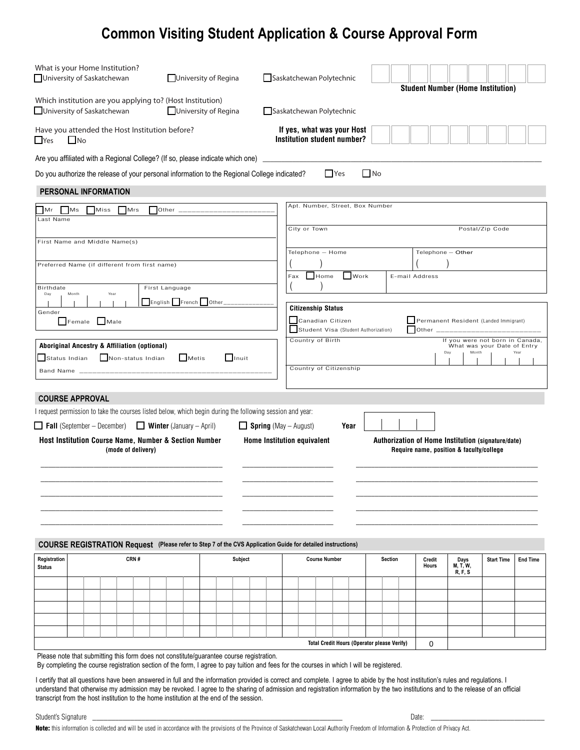# Common Visiting Student Application & Course Approval Form

What is your Home Institution?
☐ University of Saskatchewan ☐ University of Regina ☐ Saskatchewan Polytechnic

**Student Number (Home Institution)**

Which institution are you applying to? (Host Institution)
☐ University of Saskatchewan ☐ University of Regina ☐ Saskatchewan Polytechnic

Have you attended the Host Institution before?
☐ Yes ☐ No

**If yes, what was your Host Institution student number?**

Are you affiliated with a Regional College? (If so, please indicate which one) ____________________

Do you authorize the release of your personal information to the Regional College indicated? ☐ Yes ☐ No

## PERSONAL INFORMATION

☐ Mr ☐ Ms ☐ Miss ☐ Mrs ☐ Other ____________________

Last Name

First Name and Middle Name(s)

Preferred Name (if different from first name)

Birthdate (Day / Month / Year)

First Language ☐ English ☐ French ☐ Other____________

Gender ☐ Female ☐ Male

Apt. Number, Street, Box Number

City or Town

Postal/Zip Code

Telephone – Home ( )

Telephone – Other ( )

Fax ☐ Home ☐ Work ( )

E-mail Address

**Aboriginal Ancestry & Affiliation (optional)**

☐ Status Indian ☐ Non-status Indian ☐ Metis ☐ Inuit

Band Name ____________________

**Citizenship Status**

☐ Canadian Citizen ☐ Permanent Resident (Landed Immigrant)
☐ Student Visa (Student Authorization) ☐ Other ____________________

Country of Birth

If you were not born in Canada, What was your Date of Entry (Day / Month / Year)

Country of Citizenship

## COURSE APPROVAL

I request permission to take the courses listed below, which begin during the following session and year:

☐ **Fall** (September – December) ☐ **Winter** (January – April) ☐ **Spring** (May – August) **Year**

| **Host Institution Course Name, Number & Section Number (mode of delivery)** | **Home Institution equivalent** | **Authorization of Home Institution (signature/date) Require name, position & faculty/college** |
|---|---|---|
| | | |
| | | |
| | | |
| | | |
| | | |

## COURSE REGISTRATION Request (Please refer to Step 7 of the CVS Application Guide for detailed instructions)

| Registration Status | CRN # | Subject | Course Number | Section | Credit Hours | Days M, T, W, R, F, S | Start Time | End Time |
|---|---|---|---|---|---|---|---|---|
| | | | | | | | | |
| | | | | | | | | |
| | | | | | | | | |
| | | | | | | | | |
| | | | | | | | | |
| | | | | **Total Credit Hours (Operator please Verify)** | 0 | | | |

Please note that submitting this form does not constitute/guarantee course registration.
By completing the course registration section of the form, I agree to pay tuition and fees for the courses in which I will be registered.

I certify that all questions have been answered in full and the information provided is correct and complete. I agree to abide by the host institution's rules and regulations. I understand that otherwise my admission may be revoked. I agree to the sharing of admission and registration information by the two institutions and to the release of an official transcript from the host institution to the home institution at the end of the session.

Student's Signature ____________________ Date: ____________________

**Note:** this information is collected and will be used in accordance with the provisions of the Province of Saskatchewan Local Authority Freedom of Information & Protection of Privacy Act.